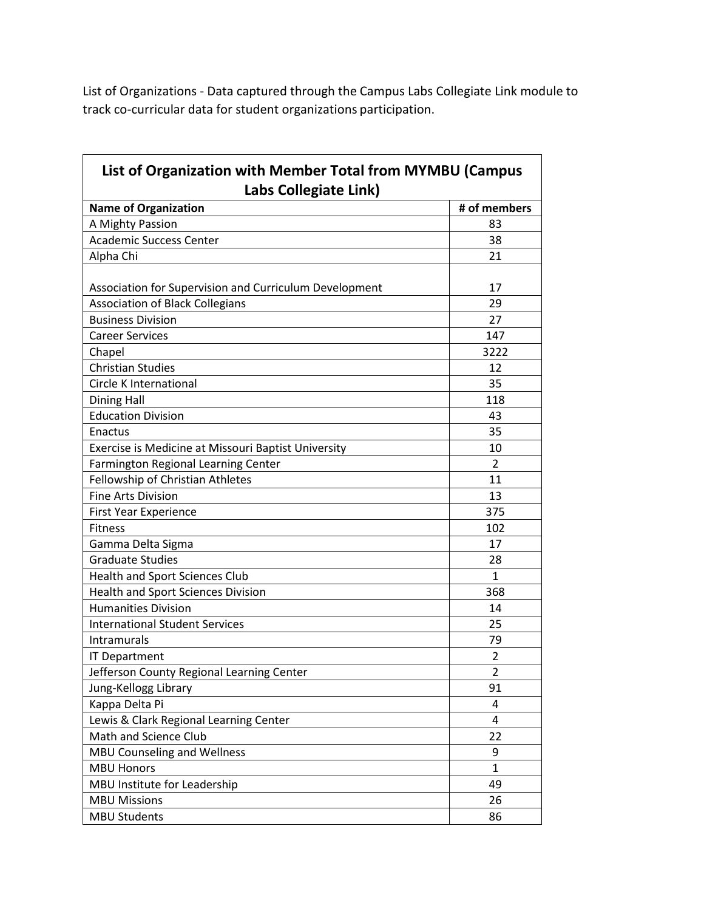List of Organizations - Data captured through the Campus Labs Collegiate Link module to track co-curricular data for student organizations participation.

| List of Organization with Member Total from MYMBU (Campus Labs Collegiate Link) | |
|---|---|
| **Name of Organization** | **# of members** |
| A Mighty Passion | 83 |
| Academic Success Center | 38 |
| Alpha Chi | 21 |
| Association for Supervision and Curriculum Development | 17 |
| Association of Black Collegians | 29 |
| Business Division | 27 |
| Career Services | 147 |
| Chapel | 3222 |
| Christian Studies | 12 |
| Circle K International | 35 |
| Dining Hall | 118 |
| Education Division | 43 |
| Enactus | 35 |
| Exercise is Medicine at Missouri Baptist University | 10 |
| Farmington Regional Learning Center | 2 |
| Fellowship of Christian Athletes | 11 |
| Fine Arts Division | 13 |
| First Year Experience | 375 |
| Fitness | 102 |
| Gamma Delta Sigma | 17 |
| Graduate Studies | 28 |
| Health and Sport Sciences Club | 1 |
| Health and Sport Sciences Division | 368 |
| Humanities Division | 14 |
| International Student Services | 25 |
| Intramurals | 79 |
| IT Department | 2 |
| Jefferson County Regional Learning Center | 2 |
| Jung-Kellogg Library | 91 |
| Kappa Delta Pi | 4 |
| Lewis & Clark Regional Learning Center | 4 |
| Math and Science Club | 22 |
| MBU Counseling and Wellness | 9 |
| MBU Honors | 1 |
| MBU Institute for Leadership | 49 |
| MBU Missions | 26 |
| MBU Students | 86 |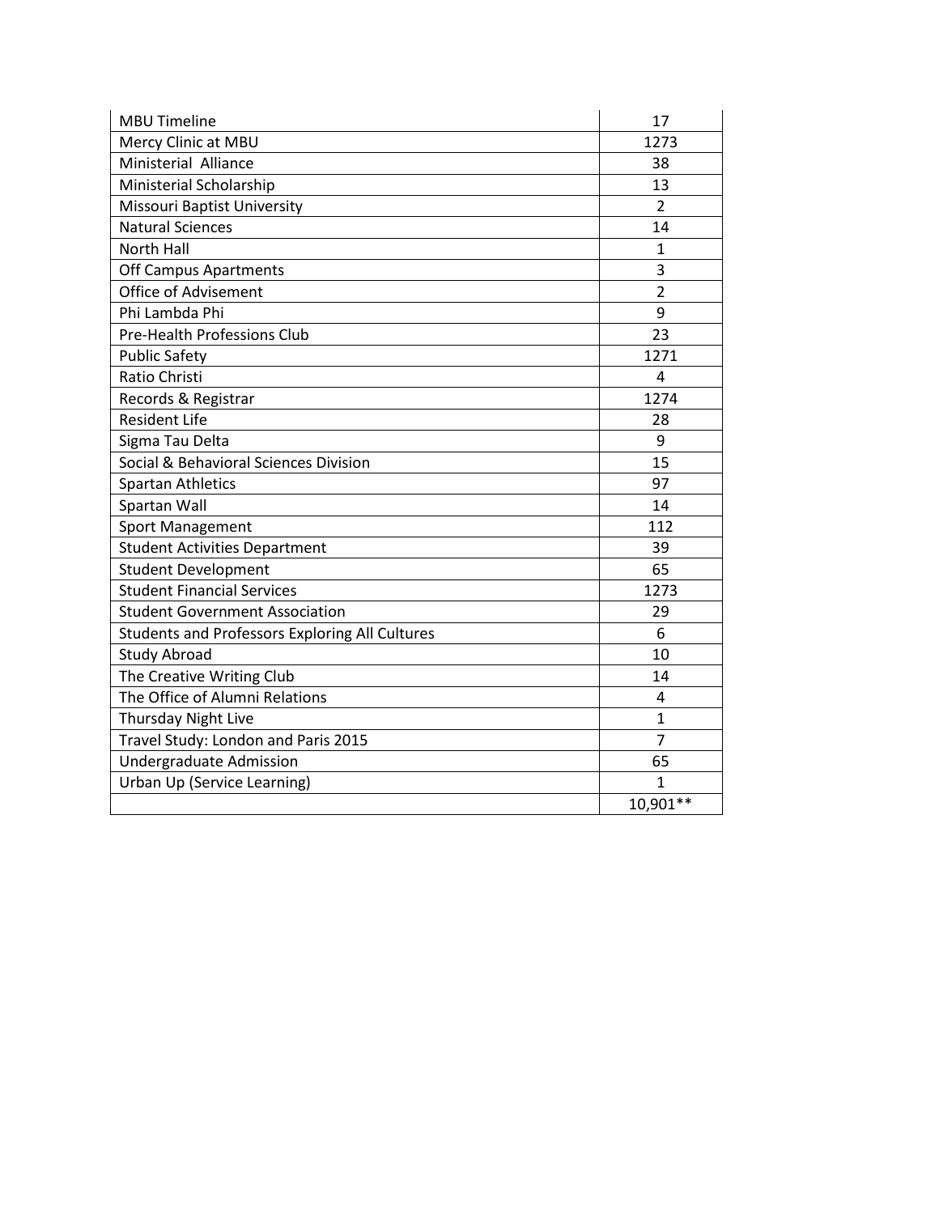| | |
|---|---|
| MBU Timeline | 17 |
| Mercy Clinic at MBU | 1273 |
| Ministerial  Alliance | 38 |
| Ministerial Scholarship | 13 |
| Missouri Baptist University | 2 |
| Natural Sciences | 14 |
| North Hall | 1 |
| Off Campus Apartments | 3 |
| Office of Advisement | 2 |
| Phi Lambda Phi | 9 |
| Pre-Health Professions Club | 23 |
| Public Safety | 1271 |
| Ratio Christi | 4 |
| Records & Registrar | 1274 |
| Resident Life | 28 |
| Sigma Tau Delta | 9 |
| Social & Behavioral Sciences Division | 15 |
| Spartan Athletics | 97 |
| Spartan Wall | 14 |
| Sport Management | 112 |
| Student Activities Department | 39 |
| Student Development | 65 |
| Student Financial Services | 1273 |
| Student Government Association | 29 |
| Students and Professors Exploring All Cultures | 6 |
| Study Abroad | 10 |
| The Creative Writing Club | 14 |
| The Office of Alumni Relations | 4 |
| Thursday Night Live | 1 |
| Travel Study: London and Paris 2015 | 7 |
| Undergraduate Admission | 65 |
| Urban Up (Service Learning) | 1 |
| | 10,901** |